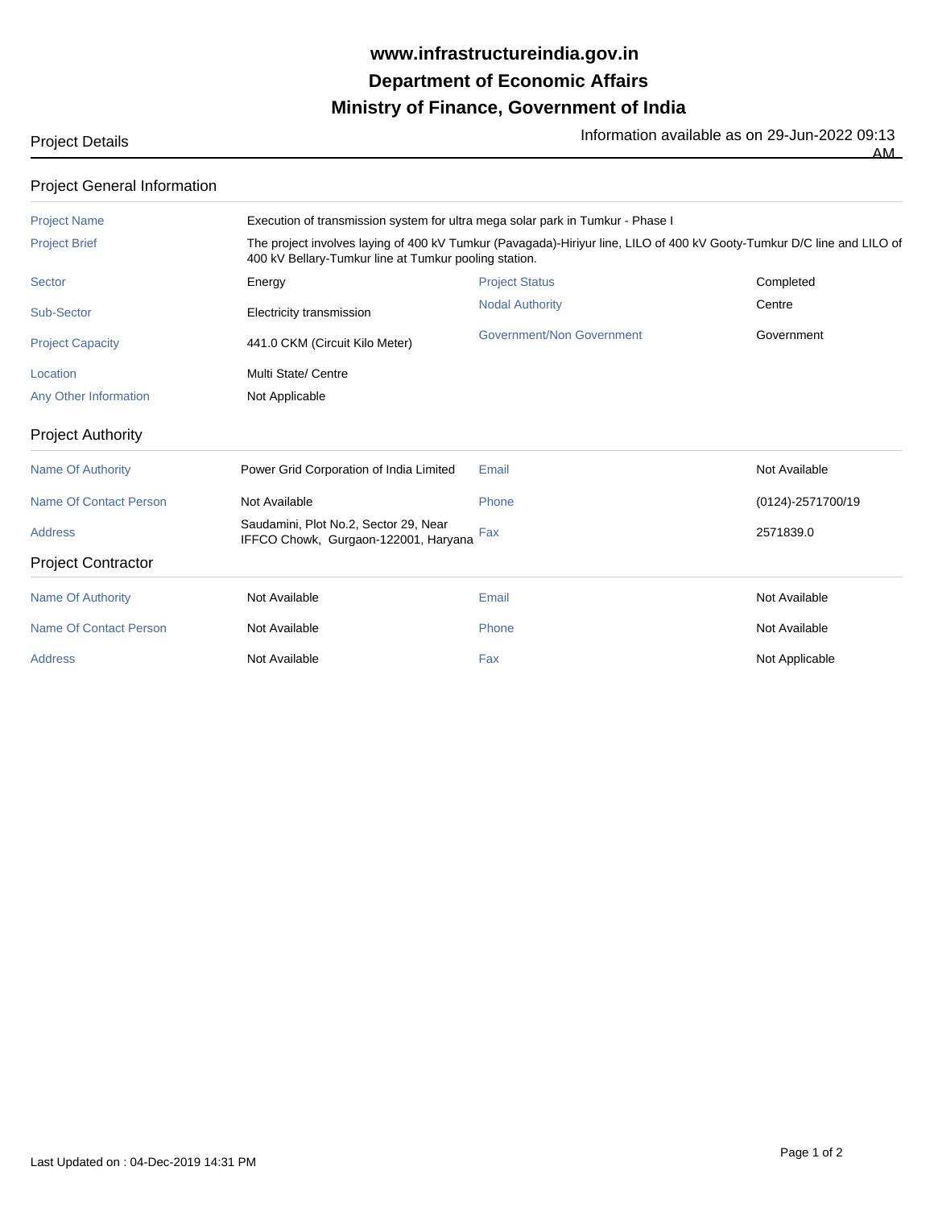# www.infrastructureindia.gov.in
# Department of Economic Affairs
# Ministry of Finance, Government of India

Project Details

Information available as on 29-Jun-2022 09:13 AM

## Project General Information

| | | | |
|---|---|---|---|
| Project Name | Execution of transmission system for ultra mega solar park in Tumkur - Phase I | | |
| Project Brief | The project involves laying of 400 kV Tumkur (Pavagada)-Hiriyur line, LILO of 400 kV Gooty-Tumkur D/C line and LILO of 400 kV Bellary-Tumkur line at Tumkur pooling station. | | |
| Sector | Energy | Project Status | Completed |
| Sub-Sector | Electricity transmission | Nodal Authority | Centre |
| Project Capacity | 441.0 CKM (Circuit Kilo Meter) | Government/Non Government | Government |
| Location | Multi State/ Centre | | |
| Any Other Information | Not Applicable | | |

## Project Authority

| | | | |
|---|---|---|---|
| Name Of Authority | Power Grid Corporation of India Limited | Email | Not Available |
| Name Of Contact Person | Not Available | Phone | (0124)-2571700/19 |
| Address | Saudamini, Plot No.2, Sector 29, Near IFFCO Chowk, Gurgaon-122001, Haryana | Fax | 2571839.0 |

## Project Contractor

| | | | |
|---|---|---|---|
| Name Of Authority | Not Available | Email | Not Available |
| Name Of Contact Person | Not Available | Phone | Not Available |
| Address | Not Available | Fax | Not Applicable |

Last Updated on : 04-Dec-2019 14:31 PM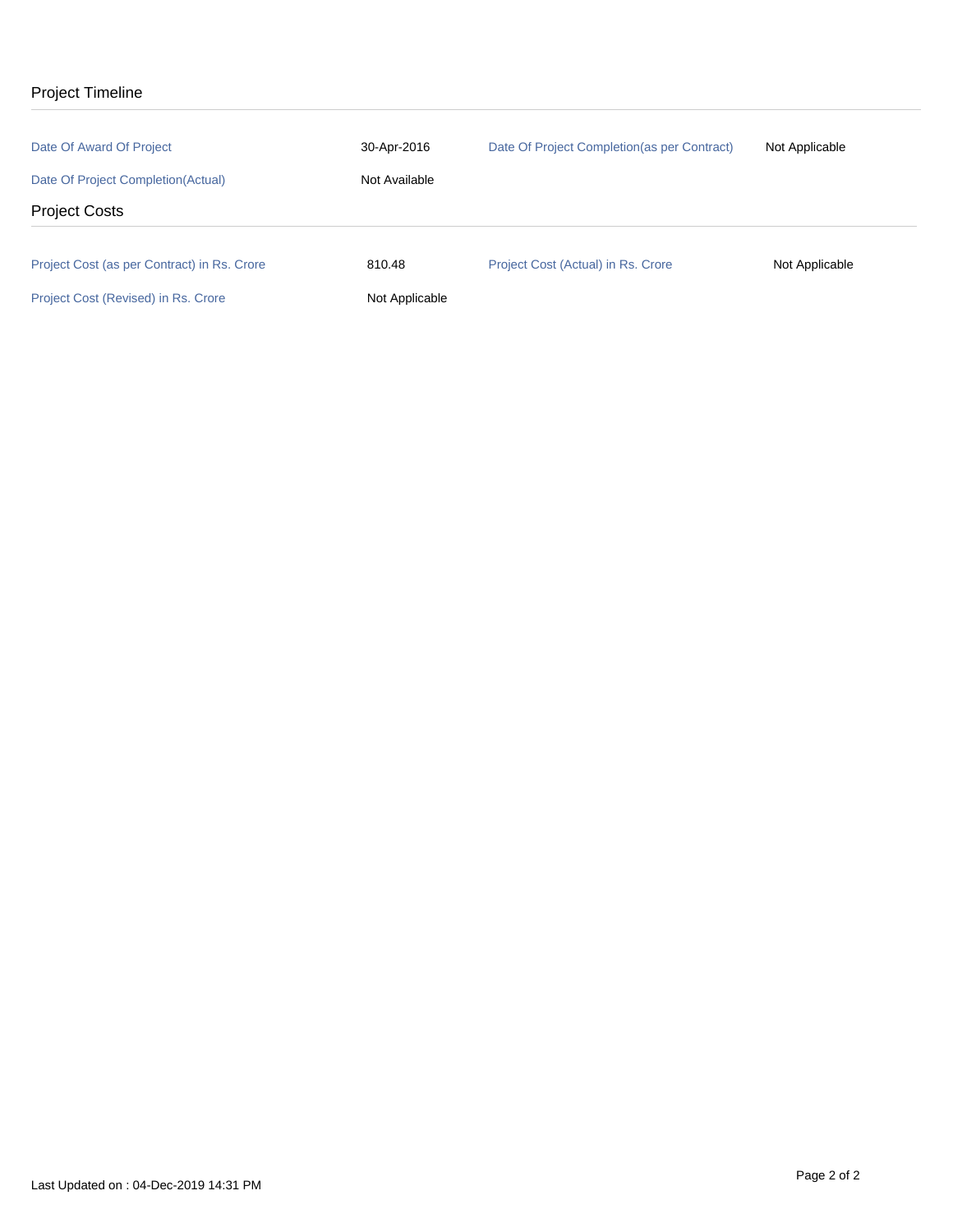## Project Timeline

| | | | |
|---|---|---|---|
| Date Of Award Of Project | 30-Apr-2016 | Date Of Project Completion(as per Contract) | Not Applicable |
| Date Of Project Completion(Actual) | Not Available | | |

## Project Costs

| | | | |
|---|---|---|---|
| Project Cost (as per Contract) in Rs. Crore | 810.48 | Project Cost (Actual) in Rs. Crore | Not Applicable |
| Project Cost (Revised) in Rs. Crore | Not Applicable | | |

Last Updated on : 04-Dec-2019 14:31 PM